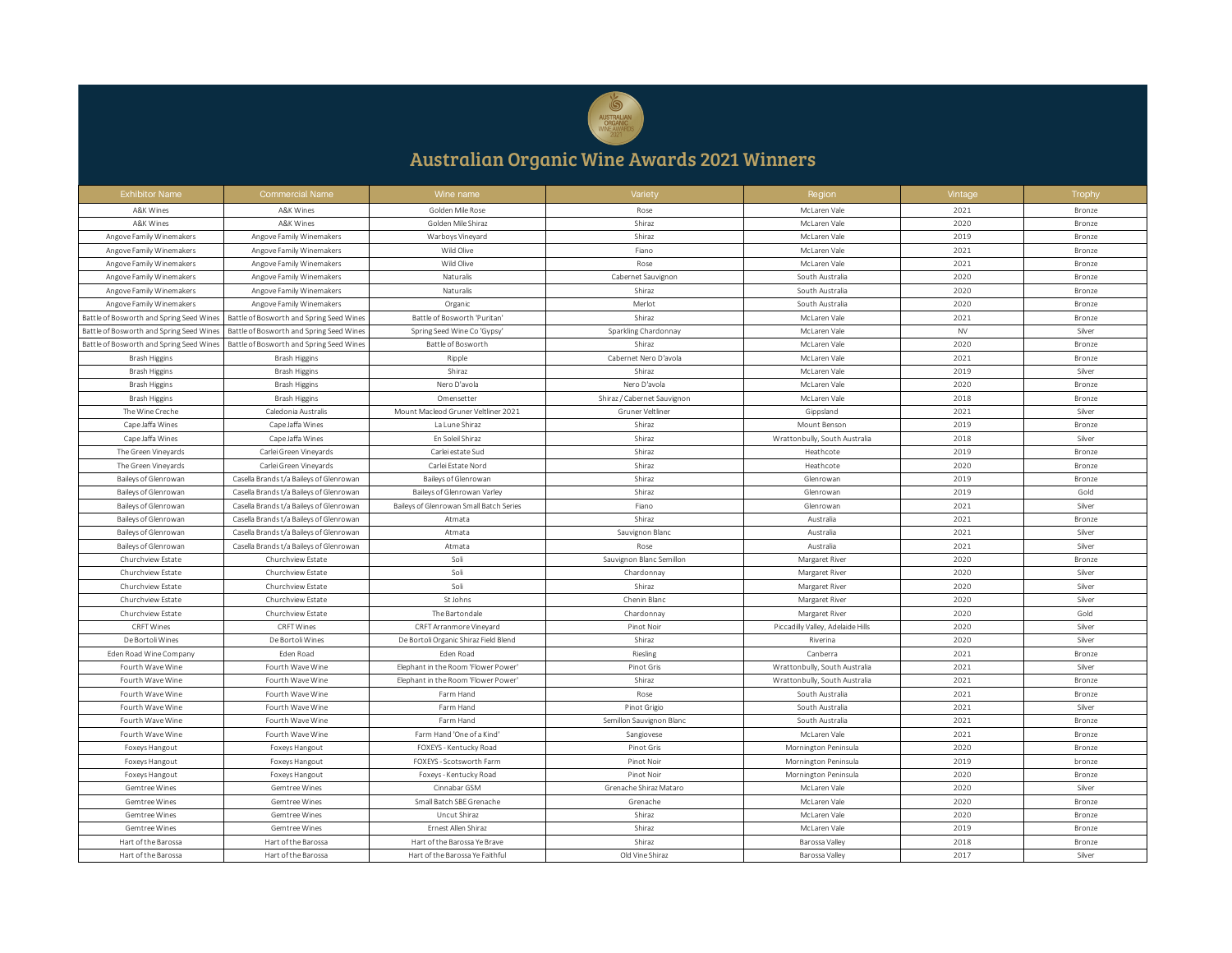# Australian Organic Wine Awards 2021 Winners

| Exhibitor Name | Commercial Name | Wine name | Variety | Region | Vintage | Trophy |
|---|---|---|---|---|---|---|
| A&K Wines | A&K Wines | Golden Mile Rose | Rose | McLaren Vale | 2021 | Bronze |
| A&K Wines | A&K Wines | Golden Mile Shiraz | Shiraz | McLaren Vale | 2020 | Bronze |
| Angove Family Winemakers | Angove Family Winemakers | Warboys Vineyard | Shiraz | McLaren Vale | 2019 | Bronze |
| Angove Family Winemakers | Angove Family Winemakers | Wild Olive | Fiano | McLaren Vale | 2021 | Bronze |
| Angove Family Winemakers | Angove Family Winemakers | Wild Olive | Rose | McLaren Vale | 2021 | Bronze |
| Angove Family Winemakers | Angove Family Winemakers | Naturalis | Cabernet Sauvignon | South Australia | 2020 | Bronze |
| Angove Family Winemakers | Angove Family Winemakers | Naturalis | Shiraz | South Australia | 2020 | Bronze |
| Angove Family Winemakers | Angove Family Winemakers | Organic | Merlot | South Australia | 2020 | Bronze |
| Battle of Bosworth and Spring Seed Wines | Battle of Bosworth and Spring Seed Wines | Battle of Bosworth 'Puritan' | Shiraz | McLaren Vale | 2021 | Bronze |
| Battle of Bosworth and Spring Seed Wines | Battle of Bosworth and Spring Seed Wines | Spring Seed Wine Co 'Gypsy' | Sparkling Chardonnay | McLaren Vale | NV | Silver |
| Battle of Bosworth and Spring Seed Wines | Battle of Bosworth and Spring Seed Wines | Battle of Bosworth | Shiraz | McLaren Vale | 2020 | Bronze |
| Brash Higgins | Brash Higgins | Ripple | Cabernet Nero D'avola | McLaren Vale | 2021 | Bronze |
| Brash Higgins | Brash Higgins | Shiraz | Shiraz | McLaren Vale | 2019 | Silver |
| Brash Higgins | Brash Higgins | Nero D'avola | Nero D'avola | McLaren Vale | 2020 | Bronze |
| Brash Higgins | Brash Higgins | Omensetter | Shiraz / Cabernet Sauvignon | McLaren Vale | 2018 | Bronze |
| The Wine Creche | Caledonia Australis | Mount Macleod Gruner Veltliner 2021 | Gruner Veltliner | Gippsland | 2021 | Silver |
| Cape Jaffa Wines | Cape Jaffa Wines | La Lune Shiraz | Shiraz | Mount Benson | 2019 | Bronze |
| Cape Jaffa Wines | Cape Jaffa Wines | En Soleil Shiraz | Shiraz | Wrattonbully, South Australia | 2018 | Silver |
| The Green Vineyards | Carlei Green Vineyards | Carlei estate Sud | Shiraz | Heathcote | 2019 | Bronze |
| The Green Vineyards | Carlei Green Vineyards | Carlei Estate Nord | Shiraz | Heathcote | 2020 | Bronze |
| Baileys of Glenrowan | Casella Brands t/a Baileys of Glenrowan | Baileys of Glenrowan | Shiraz | Glenrowan | 2019 | Bronze |
| Baileys of Glenrowan | Casella Brands t/a Baileys of Glenrowan | Baileys of Glenrowan Varley | Shiraz | Glenrowan | 2019 | Gold |
| Baileys of Glenrowan | Casella Brands t/a Baileys of Glenrowan | Baileys of Glenrowan Small Batch Series | Fiano | Glenrowan | 2021 | Silver |
| Baileys of Glenrowan | Casella Brands t/a Baileys of Glenrowan | Atmata | Shiraz | Australia | 2021 | Bronze |
| Baileys of Glenrowan | Casella Brands t/a Baileys of Glenrowan | Atmata | Sauvignon Blanc | Australia | 2021 | Silver |
| Baileys of Glenrowan | Casella Brands t/a Baileys of Glenrowan | Atmata | Rose | Australia | 2021 | Silver |
| Churchview Estate | Churchview Estate | Soli | Sauvignon Blanc Semillon | Margaret River | 2020 | Bronze |
| Churchview Estate | Churchview Estate | Soli | Chardonnay | Margaret River | 2020 | Silver |
| Churchview Estate | Churchview Estate | Soli | Shiraz | Margaret River | 2020 | Silver |
| Churchview Estate | Churchview Estate | St Johns | Chenin Blanc | Margaret River | 2020 | Silver |
| Churchview Estate | Churchview Estate | The Bartondale | Chardonnay | Margaret River | 2020 | Gold |
| CRFT Wines | CRFT Wines | CRFT Arranmore Vineyard | Pinot Noir | Piccadilly Valley, Adelaide Hills | 2020 | Silver |
| De Bortoli Wines | De Bortoli Wines | De Bortoli Organic Shiraz Field Blend | Shiraz | Riverina | 2020 | Silver |
| Eden Road Wine Company | Eden Road | Eden Road | Riesling | Canberra | 2021 | Bronze |
| Fourth Wave Wine | Fourth Wave Wine | Elephant in the Room 'Flower Power' | Pinot Gris | Wrattonbully, South Australia | 2021 | Silver |
| Fourth Wave Wine | Fourth Wave Wine | Elephant in the Room 'Flower Power' | Shiraz | Wrattonbully, South Australia | 2021 | Bronze |
| Fourth Wave Wine | Fourth Wave Wine | Farm Hand | Rose | South Australia | 2021 | Bronze |
| Fourth Wave Wine | Fourth Wave Wine | Farm Hand | Pinot Grigio | South Australia | 2021 | Silver |
| Fourth Wave Wine | Fourth Wave Wine | Farm Hand | Semillon Sauvignon Blanc | South Australia | 2021 | Bronze |
| Fourth Wave Wine | Fourth Wave Wine | Farm Hand 'One of a Kind' | Sangiovese | McLaren Vale | 2021 | Bronze |
| Foxeys Hangout | Foxeys Hangout | FOXEYS - Kentucky Road | Pinot Gris | Mornington Peninsula | 2020 | Bronze |
| Foxeys Hangout | Foxeys Hangout | FOXEYS - Scotsworth Farm | Pinot Noir | Mornington Peninsula | 2019 | bronze |
| Foxeys Hangout | Foxeys Hangout | Foxeys - Kentucky Road | Pinot Noir | Mornington Peninsula | 2020 | Bronze |
| Gemtree Wines | Gemtree Wines | Cinnabar GSM | Grenache Shiraz Mataro | McLaren Vale | 2020 | Silver |
| Gemtree Wines | Gemtree Wines | Small Batch SBE Grenache | Grenache | McLaren Vale | 2020 | Bronze |
| Gemtree Wines | Gemtree Wines | Uncut Shiraz | Shiraz | McLaren Vale | 2020 | Bronze |
| Gemtree Wines | Gemtree Wines | Ernest Allen Shiraz | Shiraz | McLaren Vale | 2019 | Bronze |
| Hart of the Barossa | Hart of the Barossa | Hart of the Barossa Ye Brave | Shiraz | Barossa Valley | 2018 | Bronze |
| Hart of the Barossa | Hart of the Barossa | Hart of the Barossa Ye Faithful | Old Vine Shiraz | Barossa Valley | 2017 | Silver |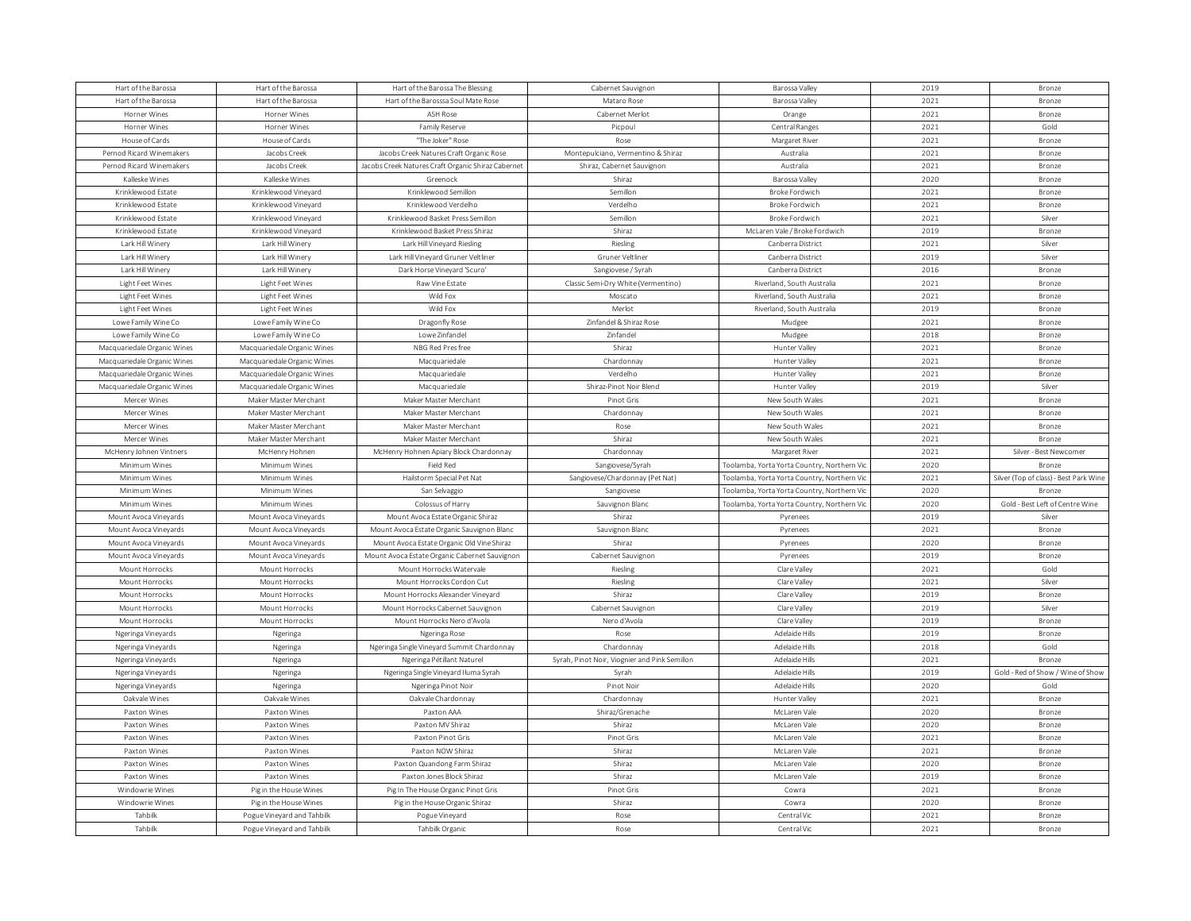| | | | | | | |
|---|---|---|---|---|---|---|
| Hart of the Barossa | Hart of the Barossa | Hart of the Barossa The Blessing | Cabernet Sauvignon | Barossa Valley | 2019 | Bronze |
| Hart of the Barossa | Hart of the Barossa | Hart of the Barossa Soul Mate Rose | Mataro Rose | Barossa Valley | 2021 | Bronze |
| Horner Wines | Horner Wines | ASH Rose | Cabernet Merlot | Orange | 2021 | Bronze |
| Horner Wines | Horner Wines | Family Reserve | Picpoul | Central Ranges | 2021 | Gold |
| House of Cards | House of Cards | "The Joker" Rose | Rose | Margaret River | 2021 | Bronze |
| Pernod Ricard Winemakers | Jacobs Creek | Jacobs Creek Natures Craft Organic Rose | Montepulciano, Vermentino & Shiraz | Australia | 2021 | Bronze |
| Pernod Ricard Winemakers | Jacobs Creek | Jacobs Creek Natures Craft Organic Shiraz Cabernet | Shiraz, Cabernet Sauvignon | Australia | 2021 | Bronze |
| Kalleske Wines | Kalleske Wines | Greenock | Shiraz | Barossa Valley | 2020 | Bronze |
| Krinklewood Estate | Krinklewood Vineyard | Krinklewood Semillon | Semillon | Broke Fordwich | 2021 | Bronze |
| Krinklewood Estate | Krinklewood Vineyard | Krinklewood Verdelho | Verdelho | Broke Fordwich | 2021 | Bronze |
| Krinklewood Estate | Krinklewood Vineyard | Krinklewood Basket Press Semillon | Semillon | Broke Fordwich | 2021 | Silver |
| Krinklewood Estate | Krinklewood Vineyard | Krinklewood Basket Press Shiraz | Shiraz | McLaren Vale / Broke Fordwich | 2019 | Bronze |
| Lark Hill Winery | Lark Hill Winery | Lark Hill Vineyard Riesling | Riesling | Canberra District | 2021 | Silver |
| Lark Hill Winery | Lark Hill Winery | Lark Hill Vineyard Gruner Veltliner | Gruner Veltliner | Canberra District | 2019 | Silver |
| Lark Hill Winery | Lark Hill Winery | Dark Horse Vineyard 'Scuro' | Sangiovese / Syrah | Canberra District | 2016 | Bronze |
| Light Feet Wines | Light Feet Wines | Raw Vine Estate | Classic Semi-Dry White (Vermentino) | Riverland, South Australia | 2021 | Bronze |
| Light Feet Wines | Light Feet Wines | Wild Fox | Moscato | Riverland, South Australia | 2021 | Bronze |
| Light Feet Wines | Light Feet Wines | Wild Fox | Merlot | Riverland, South Australia | 2019 | Bronze |
| Lowe Family Wine Co | Lowe Family Wine Co | Dragonfly Rose | Zinfandel & Shiraz Rose | Mudgee | 2021 | Bronze |
| Lowe Family Wine Co | Lowe Family Wine Co | Lowe Zinfandel | Zinfandel | Mudgee | 2018 | Bronze |
| Macquariedale Organic Wines | Macquariedale Organic Wines | NBG Red Pres free | Shiraz | Hunter Valley | 2021 | Bronze |
| Macquariedale Organic Wines | Macquariedale Organic Wines | Macquariedale | Chardonnay | Hunter Valley | 2021 | Bronze |
| Macquariedale Organic Wines | Macquariedale Organic Wines | Macquariedale | Verdelho | Hunter Valley | 2021 | Bronze |
| Macquariedale Organic Wines | Macquariedale Organic Wines | Macquariedale | Shiraz-Pinot Noir Blend | Hunter Valley | 2019 | Silver |
| Mercer Wines | Maker Master Merchant | Maker Master Merchant | Pinot Gris | New South Wales | 2021 | Bronze |
| Mercer Wines | Maker Master Merchant | Maker Master Merchant | Chardonnay | New South Wales | 2021 | Bronze |
| Mercer Wines | Maker Master Merchant | Maker Master Merchant | Rose | New South Wales | 2021 | Bronze |
| Mercer Wines | Maker Master Merchant | Maker Master Merchant | Shiraz | New South Wales | 2021 | Bronze |
| McHenry Johnen Vintners | McHenry Hohnen | McHenry Hohnen Apiary Block Chardonnay | Chardonnay | Margaret River | 2021 | Silver - Best Newcomer |
| Minimum Wines | Minimum Wines | Field Red | Sangiovese/Syrah | Toolamba, Yorta Yorta Country, Northern Vic | 2020 | Bronze |
| Minimum Wines | Minimum Wines | Hailstorm Special Pet Nat | Sangiovese/Chardonnay (Pet Nat) | Toolamba, Yorta Yorta Country, Northern Vic | 2021 | Silver (Top of class) - Best Park Wine |
| Minimum Wines | Minimum Wines | San Selvaggio | Sangiovese | Toolamba, Yorta Yorta Country, Northern Vic | 2020 | Bronze |
| Minimum Wines | Minimum Wines | Colossus of Harry | Sauvignon Blanc | Toolamba, Yorta Yorta Country, Northern Vic | 2020 | Gold - Best Left of Centre Wine |
| Mount Avoca Vineyards | Mount Avoca Vineyards | Mount Avoca Estate Organic Shiraz | Shiraz | Pyrenees | 2019 | Silver |
| Mount Avoca Vineyards | Mount Avoca Vineyards | Mount Avoca Estate Organic Sauvignon Blanc | Sauvignon Blanc | Pyrenees | 2021 | Bronze |
| Mount Avoca Vineyards | Mount Avoca Vineyards | Mount Avoca Estate Organic Old Vine Shiraz | Shiraz | Pyrenees | 2020 | Bronze |
| Mount Avoca Vineyards | Mount Avoca Vineyards | Mount Avoca Estate Organic Cabernet Sauvignon | Cabernet Sauvignon | Pyrenees | 2019 | Bronze |
| Mount Horrocks | Mount Horrocks | Mount Horrocks Watervale | Riesling | Clare Valley | 2021 | Gold |
| Mount Horrocks | Mount Horrocks | Mount Horrocks Cordon Cut | Riesling | Clare Valley | 2021 | Silver |
| Mount Horrocks | Mount Horrocks | Mount Horrocks Alexander Vineyard | Shiraz | Clare Valley | 2019 | Bronze |
| Mount Horrocks | Mount Horrocks | Mount Horrocks Cabernet Sauvignon | Cabernet Sauvignon | Clare Valley | 2019 | Silver |
| Mount Horrocks | Mount Horrocks | Mount Horrocks Nero d'Avola | Nero d'Avola | Clare Valley | 2019 | Bronze |
| Ngeringa Vineyards | Ngeringa | Ngeringa Rose | Rose | Adelaide Hills | 2019 | Bronze |
| Ngeringa Vineyards | Ngeringa | Ngeringa Single Vineyard Summit Chardonnay | Chardonnay | Adelaide Hills | 2018 | Gold |
| Ngeringa Vineyards | Ngeringa | Ngeringa Pétillant Naturel | Syrah, Pinot Noir, Viognier and Pink Semillon | Adelaide Hills | 2021 | Bronze |
| Ngeringa Vineyards | Ngeringa | Ngeringa Single Vineyard Iluma Syrah | Syrah | Adelaide Hills | 2019 | Gold - Red of Show / Wine of Show |
| Ngeringa Vineyards | Ngeringa | Ngeringa Pinot Noir | Pinot Noir | Adelaide Hills | 2020 | Gold |
| Oakvale Wines | Oakvale Wines | Oakvale Chardonnay | Chardonnay | Hunter Valley | 2021 | Bronze |
| Paxton Wines | Paxton Wines | Paxton AAA | Shiraz/Grenache | McLaren Vale | 2020 | Bronze |
| Paxton Wines | Paxton Wines | Paxton MV Shiraz | Shiraz | McLaren Vale | 2020 | Bronze |
| Paxton Wines | Paxton Wines | Paxton Pinot Gris | Pinot Gris | McLaren Vale | 2021 | Bronze |
| Paxton Wines | Paxton Wines | Paxton NOW Shiraz | Shiraz | McLaren Vale | 2021 | Bronze |
| Paxton Wines | Paxton Wines | Paxton Quandong Farm Shiraz | Shiraz | McLaren Vale | 2020 | Bronze |
| Paxton Wines | Paxton Wines | Paxton Jones Block Shiraz | Shiraz | McLaren Vale | 2019 | Bronze |
| Windowrie Wines | Pig in the House Wines | Pig In The House Organic Pinot Gris | Pinot Gris | Cowra | 2021 | Bronze |
| Windowrie Wines | Pig in the House Wines | Pig in the House Organic Shiraz | Shiraz | Cowra | 2020 | Bronze |
| Tahbilk | Pogue Vineyard and Tahbilk | Pogue Vineyard | Rose | Central Vic | 2021 | Bronze |
| Tahbilk | Pogue Vineyard and Tahbilk | Tahbilk Organic | Rose | Central Vic | 2021 | Bronze |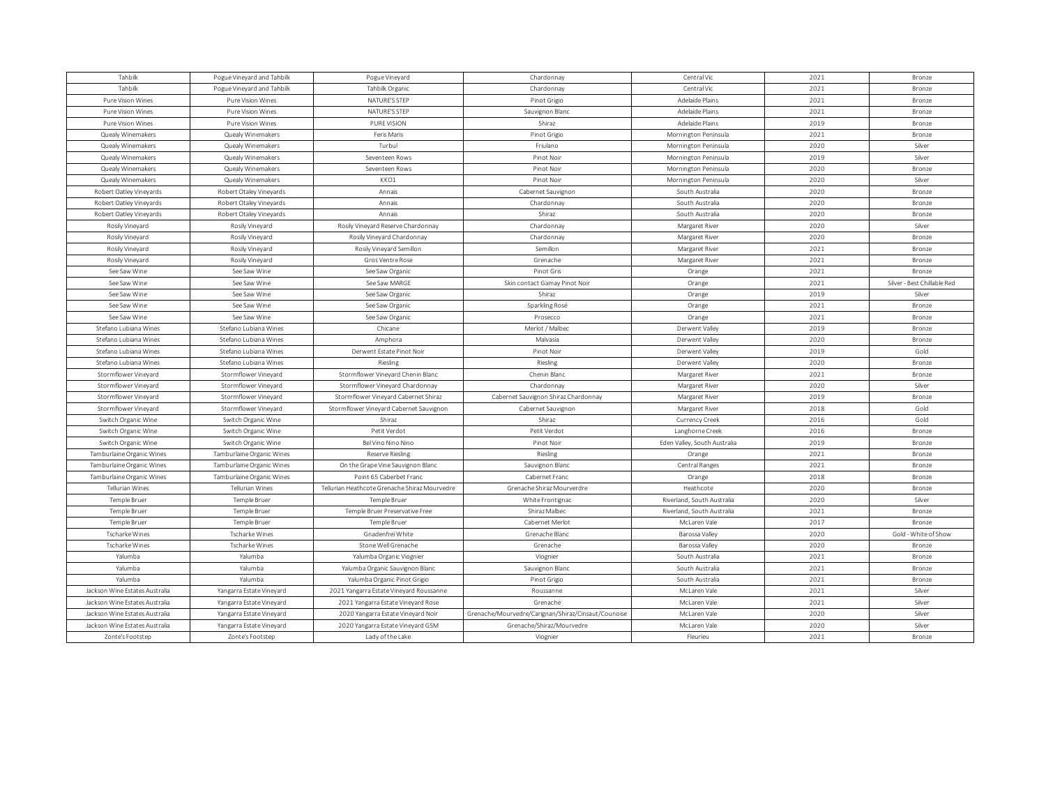| | | | | | | |
|---|---|---|---|---|---|---|
| Tahbilk | Pogue Vineyard and Tahbilk | Pogue Vineyard | Chardonnay | Central Vic | 2021 | Bronze |
| Tahbilk | Pogue Vineyard and Tahbilk | Tahbilk Organic | Chardonnay | Central Vic | 2021 | Bronze |
| Pure Vision Wines | Pure Vision Wines | NATURE'S STEP | Pinot Grigio | Adelaide Plains | 2021 | Bronze |
| Pure Vision Wines | Pure Vision Wines | NATURE'S STEP | Sauvignon Blanc | Adelaide Plains | 2021 | Bronze |
| Pure Vision Wines | Pure Vision Wines | PURE VISION | Shiraz | Adelaide Plains | 2019 | Bronze |
| Quealy Winemakers | Quealy Winemakers | Feris Maris | Pinot Grigio | Mornington Peninsula | 2021 | Bronze |
| Quealy Winemakers | Quealy Winemakers | Turbul | Friulano | Mornington Peninsula | 2020 | Silver |
| Quealy Winemakers | Quealy Winemakers | Seventeen Rows | Pinot Noir | Mornington Peninsula | 2019 | Silver |
| Quealy Winemakers | Quealy Winemakers | Seventeen Rows | Pinot Noir | Mornington Peninsula | 2020 | Bronze |
| Quealy Winemakers | Quealy Winemakers | KKO1 | Pinot Noir | Mornington Peninsula | 2020 | Silver |
| Robert Oatley Vineyards | Robert Otaley Vineyards | Annais | Cabernet Sauvignon | South Australia | 2020 | Bronze |
| Robert Oatley Vineyards | Robert Otaley Vineyards | Annais | Chardonnay | South Australia | 2020 | Bronze |
| Robert Oatley Vineyards | Robert Otaley Vineyards | Annais | Shiraz | South Australia | 2020 | Bronze |
| Rosily Vineyard | Rosily Vineyard | Rosily Vineyard Reserve Chardonnay | Chardonnay | Margaret River | 2020 | Silver |
| Rosily Vineyard | Rosily Vineyard | Rosily Vineyard Chardonnay | Chardonnay | Margaret River | 2020 | Bronze |
| Rosily Vineyard | Rosily Vineyard | Rosily Vineyard Semillon | Semillon | Margaret River | 2021 | Bronze |
| Rosily Vineyard | Rosily Vineyard | Gros Ventre Rose | Grenache | Margaret River | 2021 | Bronze |
| See Saw Wine | See Saw Wine | See Saw Organic | Pinot Gris | Orange | 2021 | Bronze |
| See Saw Wine | See Saw Wine | See Saw MARGE | Skin contact Gamay Pinot Noir | Orange | 2021 | Silver - Best Chillable Red |
| See Saw Wine | See Saw Wine | See Saw Organic | Shiraz | Orange | 2019 | Silver |
| See Saw Wine | See Saw Wine | See Saw Organic | Sparkling Rosé | Orange | 2021 | Bronze |
| See Saw Wine | See Saw Wine | See Saw Organic | Prosecco | Orange | 2021 | Bronze |
| Stefano Lubiana Wines | Stefano Lubiana Wines | Chicane | Merlot / Malbec | Derwent Valley | 2019 | Bronze |
| Stefano Lubiana Wines | Stefano Lubiana Wines | Amphora | Malvasia | Derwent Valley | 2020 | Bronze |
| Stefano Lubiana Wines | Stefano Lubiana Wines | Derwent Estate Pinot Noir | Pinot Noir | Derwent Valley | 2019 | Gold |
| Stefano Lubiana Wines | Stefano Lubiana Wines | Riesling | Riesling | Derwent Valley | 2020 | Bronze |
| Stormflower Vineyard | Stormflower Vineyard | Stormflower Vineyard Chenin Blanc | Chenin Blanc | Margaret River | 2021 | Bronze |
| Stormflower Vineyard | Stormflower Vineyard | Stormflower Vineyard Chardonnay | Chardonnay | Margaret River | 2020 | Silver |
| Stormflower Vineyard | Stormflower Vineyard | Stormflower Vineyard Cabernet Shiraz | Cabernet Sauvignon Shiraz Chardonnay | Margaret River | 2019 | Bronze |
| Stormflower Vineyard | Stormflower Vineyard | Stormflower Vineyard Cabernet Sauvignon | Cabernet Sauvignon | Margaret River | 2018 | Gold |
| Switch Organic Wine | Switch Organic Wine | Shiraz | Shiraz | Currency Creek | 2016 | Gold |
| Switch Organic Wine | Switch Organic Wine | Petit Verdot | Petit Verdot | Langhorne Creek | 2016 | Bronze |
| Switch Organic Wine | Switch Organic Wine | Bel Vino Nino Nino | Pinot Noir | Eden Valley, South Australia | 2019 | Bronze |
| Tamburlaine Organic Wines | Tamburlaine Organic Wines | Reserve Riesling | Riesling | Orange | 2021 | Bronze |
| Tamburlaine Organic Wines | Tamburlaine Organic Wines | On the Grape Vine Sauvignon Blanc | Sauvignon Blanc | Central Ranges | 2021 | Bronze |
| Tamburlaine Organic Wines | Tamburlaine Organic Wines | Point 65 Caberbet Franc | Cabernet Franc | Orange | 2018 | Bronze |
| Tellurian Wines | Tellurian Wines | Tellurian Heathcote Grenache Shiraz Mourvedre | Grenache Shiraz Mourverdre | Heathcote | 2020 | Bronze |
| Temple Bruer | Temple Bruer | Temple Bruer | White Frontignac | Riverland, South Australia | 2020 | Silver |
| Temple Bruer | Temple Bruer | Temple Bruer Preservative Free | Shiraz Malbec | Riverland, South Australia | 2021 | Bronze |
| Temple Bruer | Temple Bruer | Temple Bruer | Cabernet Merlot | McLaren Vale | 2017 | Bronze |
| Tscharke Wines | Tscharke Wines | Gnadenfrei White | Grenache Blanc | Barossa Valley | 2020 | Gold - White of Show |
| Tscharke Wines | Tscharke Wines | Stone Well Grenache | Grenache | Barossa Valley | 2020 | Bronze |
| Yalumba | Yalumba | Yalumba Organic Viognier | Viognier | South Australia | 2021 | Bronze |
| Yalumba | Yalumba | Yalumba Organic Sauvignon Blanc | Sauvignon Blanc | South Australia | 2021 | Bronze |
| Yalumba | Yalumba | Yalumba Organic Pinot Grigio | Pinot Grigio | South Australia | 2021 | Bronze |
| Jackson Wine Estates Australia | Yangarra Estate Vineyard | 2021 Yangarra Estate Vineyard Roussanne | Roussanne | McLaren Vale | 2021 | Silver |
| Jackson Wine Estates Australia | Yangarra Estate Vineyard | 2021 Yangarra Estate Vineyard Rose | Grenache | McLaren Vale | 2021 | Silver |
| Jackson Wine Estates Australia | Yangarra Estate Vineyard | 2020 Yangarra Estate Vineyard Noir | Grenache/Mourvedre/Carignan/Shiraz/Cinsaut/Counoise | McLaren Vale | 2020 | Silver |
| Jackson Wine Estates Australia | Yangarra Estate Vineyard | 2020 Yangarra Estate Vineyard GSM | Grenache/Shiraz/Mourvedre | McLaren Vale | 2020 | Silver |
| Zonte's Footstep | Zonte's Footstep | Lady of the Lake | Viognier | Fleurieu | 2021 | Bronze |